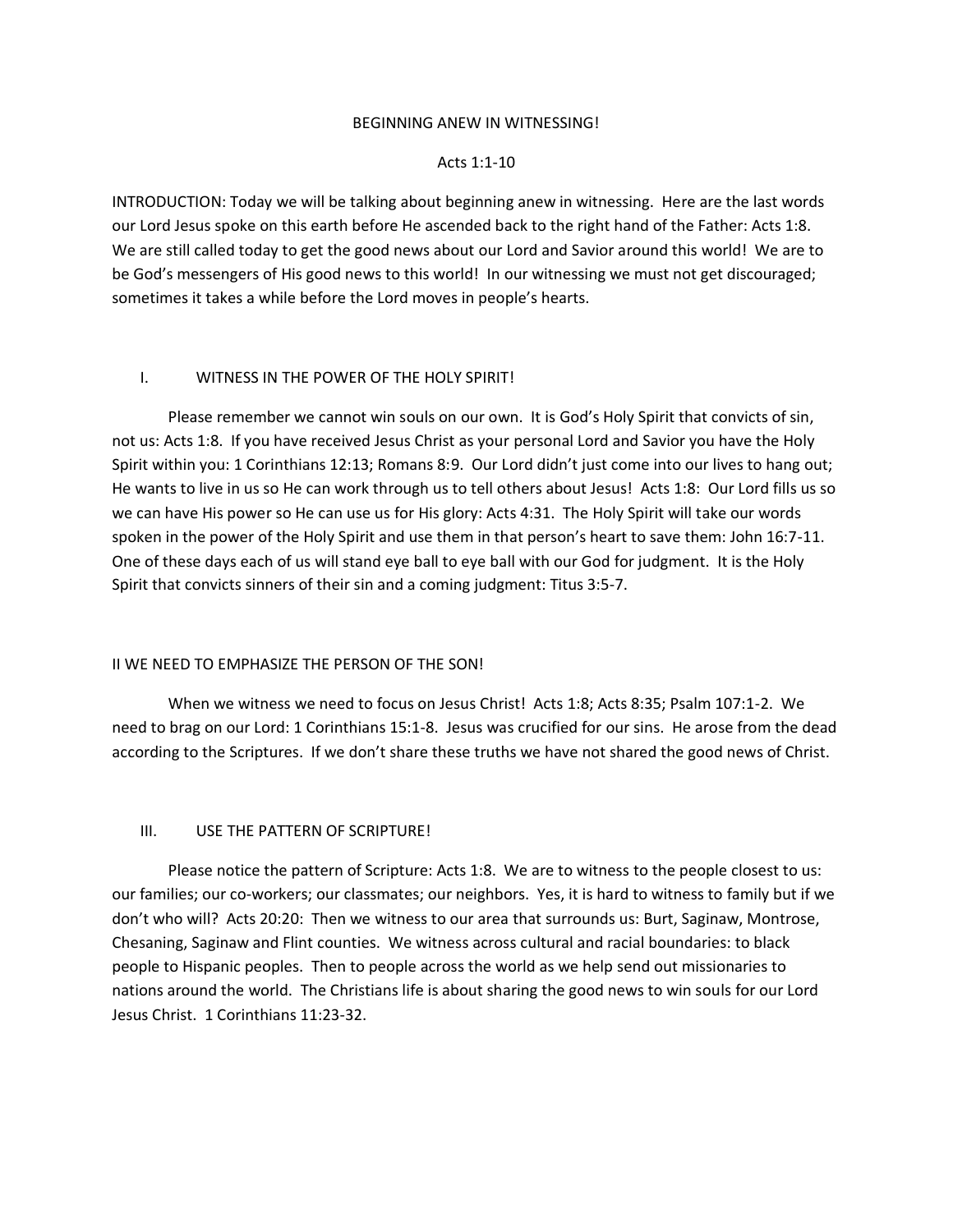# BEGINNING ANEW IN WITNESSING!

Acts 1:1-10

INTRODUCTION: Today we will be talking about beginning anew in witnessing. Here are the last words our Lord Jesus spoke on this earth before He ascended back to the right hand of the Father: Acts 1:8. We are still called today to get the good news about our Lord and Savior around this world! We are to be God's messengers of His good news to this world! In our witnessing we must not get discouraged; sometimes it takes a while before the Lord moves in people's hearts.

## I. WITNESS IN THE POWER OF THE HOLY SPIRIT!

Please remember we cannot win souls on our own. It is God's Holy Spirit that convicts of sin, not us: Acts 1:8. If you have received Jesus Christ as your personal Lord and Savior you have the Holy Spirit within you: 1 Corinthians 12:13; Romans 8:9. Our Lord didn't just come into our lives to hang out; He wants to live in us so He can work through us to tell others about Jesus! Acts 1:8: Our Lord fills us so we can have His power so He can use us for His glory: Acts 4:31. The Holy Spirit will take our words spoken in the power of the Holy Spirit and use them in that person's heart to save them: John 16:7-11. One of these days each of us will stand eye ball to eye ball with our God for judgment. It is the Holy Spirit that convicts sinners of their sin and a coming judgment: Titus 3:5-7.

## II WE NEED TO EMPHASIZE THE PERSON OF THE SON!

When we witness we need to focus on Jesus Christ! Acts 1:8; Acts 8:35; Psalm 107:1-2. We need to brag on our Lord: 1 Corinthians 15:1-8. Jesus was crucified for our sins. He arose from the dead according to the Scriptures. If we don't share these truths we have not shared the good news of Christ.

## III. USE THE PATTERN OF SCRIPTURE!

Please notice the pattern of Scripture: Acts 1:8. We are to witness to the people closest to us: our families; our co-workers; our classmates; our neighbors. Yes, it is hard to witness to family but if we don't who will? Acts 20:20: Then we witness to our area that surrounds us: Burt, Saginaw, Montrose, Chesaning, Saginaw and Flint counties. We witness across cultural and racial boundaries: to black people to Hispanic peoples. Then to people across the world as we help send out missionaries to nations around the world. The Christians life is about sharing the good news to win souls for our Lord Jesus Christ. 1 Corinthians 11:23-32.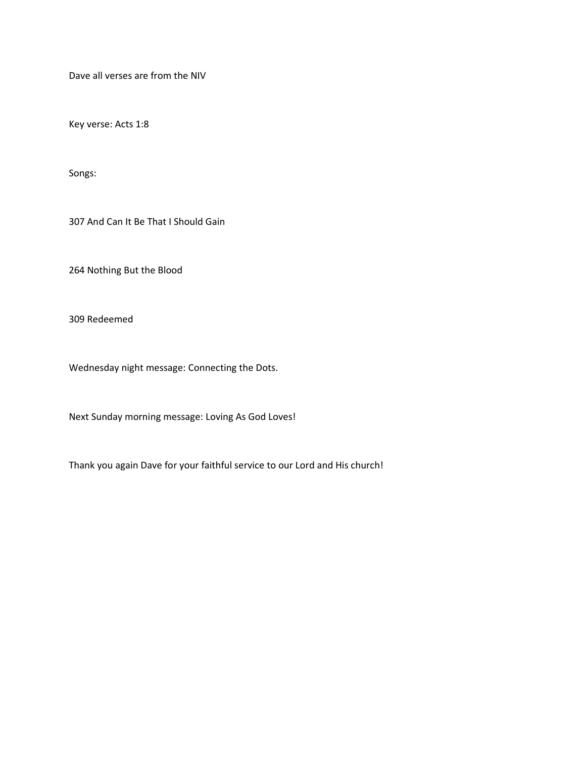Dave all verses are from the NIV

Key verse: Acts 1:8

Songs:

307 And Can It Be That I Should Gain

264 Nothing But the Blood

309 Redeemed

Wednesday night message: Connecting the Dots.

Next Sunday morning message: Loving As God Loves!

Thank you again Dave for your faithful service to our Lord and His church!